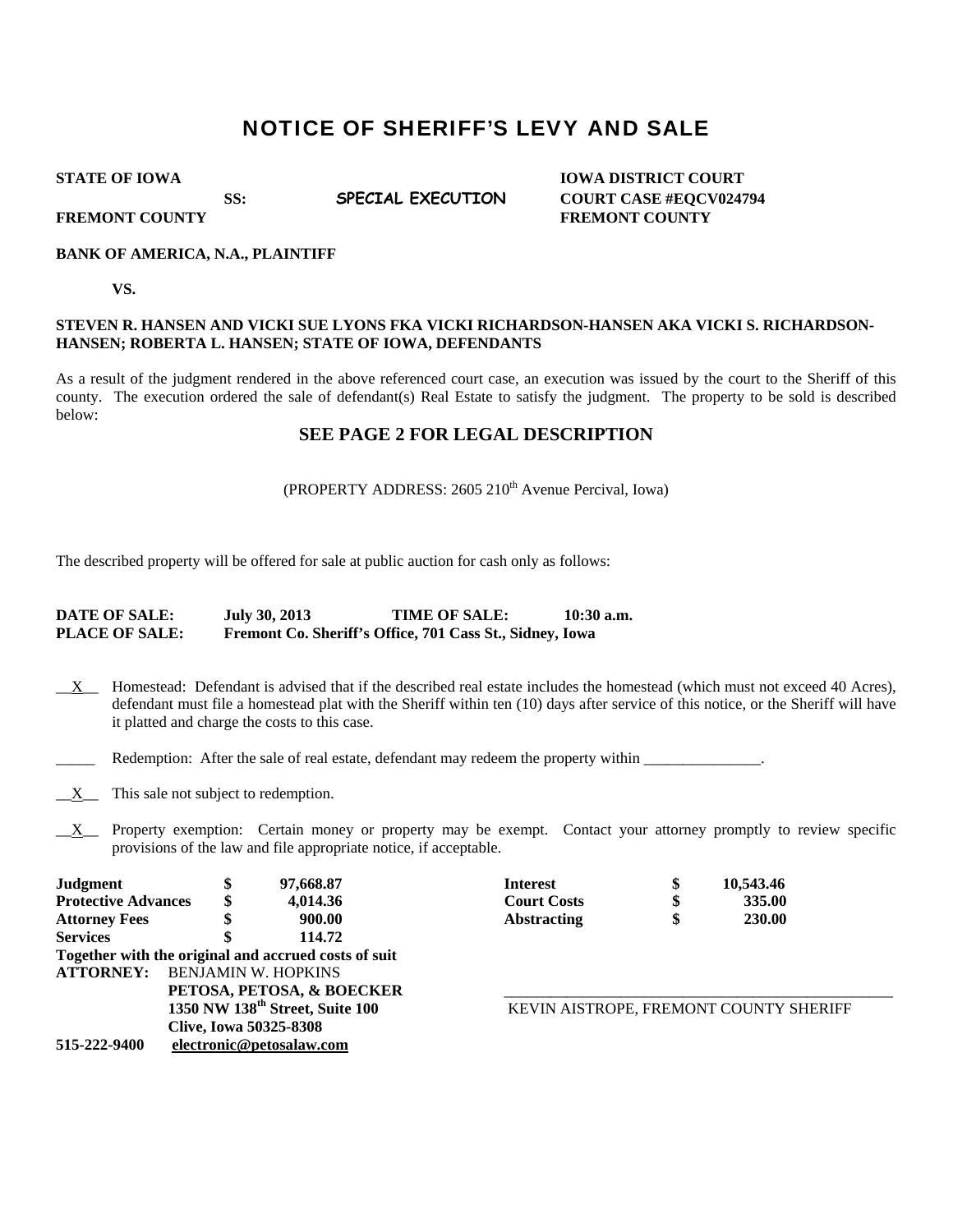# NOTICE OF SHERIFF'S LEVY AND SALE

**STATE OF IOWA** **SS:** **SPECIAL EXECUTION** **IOWA DISTRICT COURT**
**FREMONT COUNTY** **COURT CASE #EQCV024794**
**FREMONT COUNTY**

**BANK OF AMERICA, N.A., PLAINTIFF**

**VS.**

**STEVEN R. HANSEN AND VICKI SUE LYONS FKA VICKI RICHARDSON-HANSEN AKA VICKI S. RICHARDSON-HANSEN; ROBERTA L. HANSEN; STATE OF IOWA, DEFENDANTS**

As a result of the judgment rendered in the above referenced court case, an execution was issued by the court to the Sheriff of this county. The execution ordered the sale of defendant(s) Real Estate to satisfy the judgment. The property to be sold is described below:

## SEE PAGE 2 FOR LEGAL DESCRIPTION

(PROPERTY ADDRESS: 2605 210th Avenue Percival, Iowa)

The described property will be offered for sale at public auction for cash only as follows:

**DATE OF SALE:** **July 30, 2013** **TIME OF SALE:** **10:30 a.m.**
**PLACE OF SALE:** **Fremont Co. Sheriff's Office, 701 Cass St., Sidney, Iowa**

__X__ Homestead: Defendant is advised that if the described real estate includes the homestead (which must not exceed 40 Acres), defendant must file a homestead plat with the Sheriff within ten (10) days after service of this notice, or the Sheriff will have it platted and charge the costs to this case.

_____ Redemption: After the sale of real estate, defendant may redeem the property within _______________.

__X__ This sale not subject to redemption.

__X__ Property exemption: Certain money or property may be exempt. Contact your attorney promptly to review specific provisions of the law and file appropriate notice, if acceptable.

| | | | | |
|---|---|---|---|---|
| **Judgment** | **$ 97,668.87** | | **Interest** | **$ 10,543.46** |
| **Protective Advances** | **$ 4,014.36** | | **Court Costs** | **$ 335.00** |
| **Attorney Fees** | **$ 900.00** | | **Abstracting** | **$ 230.00** |
| **Services** | **$ 114.72** | | | |

**Together with the original and accrued costs of suit**

**ATTORNEY:** BENJAMIN W. HOPKINS
**PETOSA, PETOSA, & BOECKER**
**1350 NW 138th Street, Suite 100**
**Clive, Iowa 50325-8308**
**515-222-9400** **electronic@petosalaw.com**

_______________________________________________
KEVIN AISTROPE, FREMONT COUNTY SHERIFF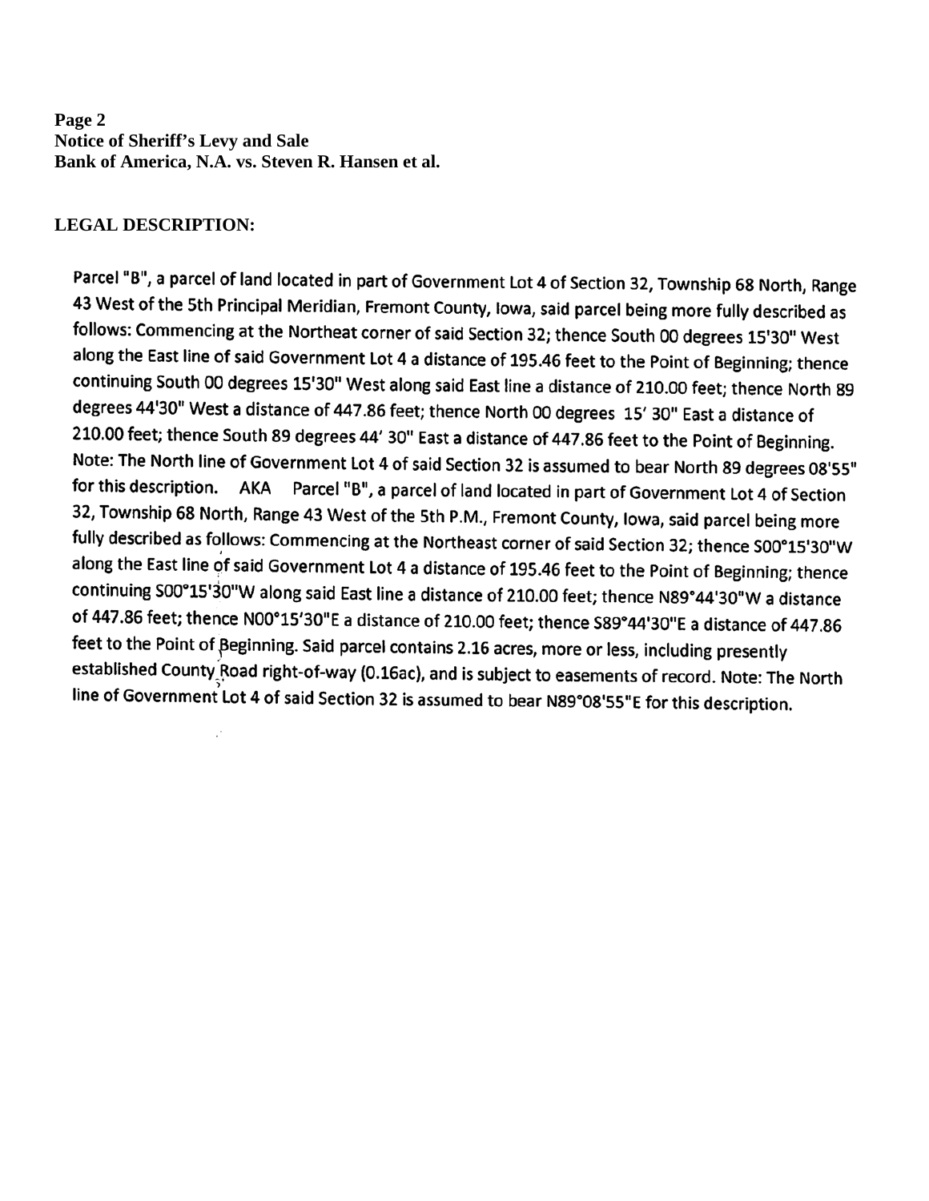**Page 2**
**Notice of Sheriff's Levy and Sale**
**Bank of America, N.A. vs. Steven R. Hansen et al.**

**LEGAL DESCRIPTION:**

Parcel "B", a parcel of land located in part of Government Lot 4 of Section 32, Township 68 North, Range 43 West of the 5th Principal Meridian, Fremont County, Iowa, said parcel being more fully described as follows: Commencing at the Northeat corner of said Section 32; thence South 00 degrees 15'30" West along the East line of said Government Lot 4 a distance of 195.46 feet to the Point of Beginning; thence continuing South 00 degrees 15'30" West along said East line a distance of 210.00 feet; thence North 89 degrees 44'30" West a distance of 447.86 feet; thence North 00 degrees 15' 30" East a distance of 210.00 feet; thence South 89 degrees 44' 30" East a distance of 447.86 feet to the Point of Beginning. Note: The North line of Government Lot 4 of said Section 32 is assumed to bear North 89 degrees 08'55" for this description. AKA Parcel "B", a parcel of land located in part of Government Lot 4 of Section 32, Township 68 North, Range 43 West of the 5th P.M., Fremont County, Iowa, said parcel being more fully described as follows: Commencing at the Northeast corner of said Section 32; thence S00°15'30"W along the East line of said Government Lot 4 a distance of 195.46 feet to the Point of Beginning; thence continuing S00°15'30"W along said East line a distance of 210.00 feet; thence N89°44'30"W a distance of 447.86 feet; thence N00°15'30"E a distance of 210.00 feet; thence S89°44'30"E a distance of 447.86 feet to the Point of Beginning. Said parcel contains 2.16 acres, more or less, including presently established County Road right-of-way (0.16ac), and is subject to easements of record. Note: The North line of Government Lot 4 of said Section 32 is assumed to bear N89°08'55"E for this description.